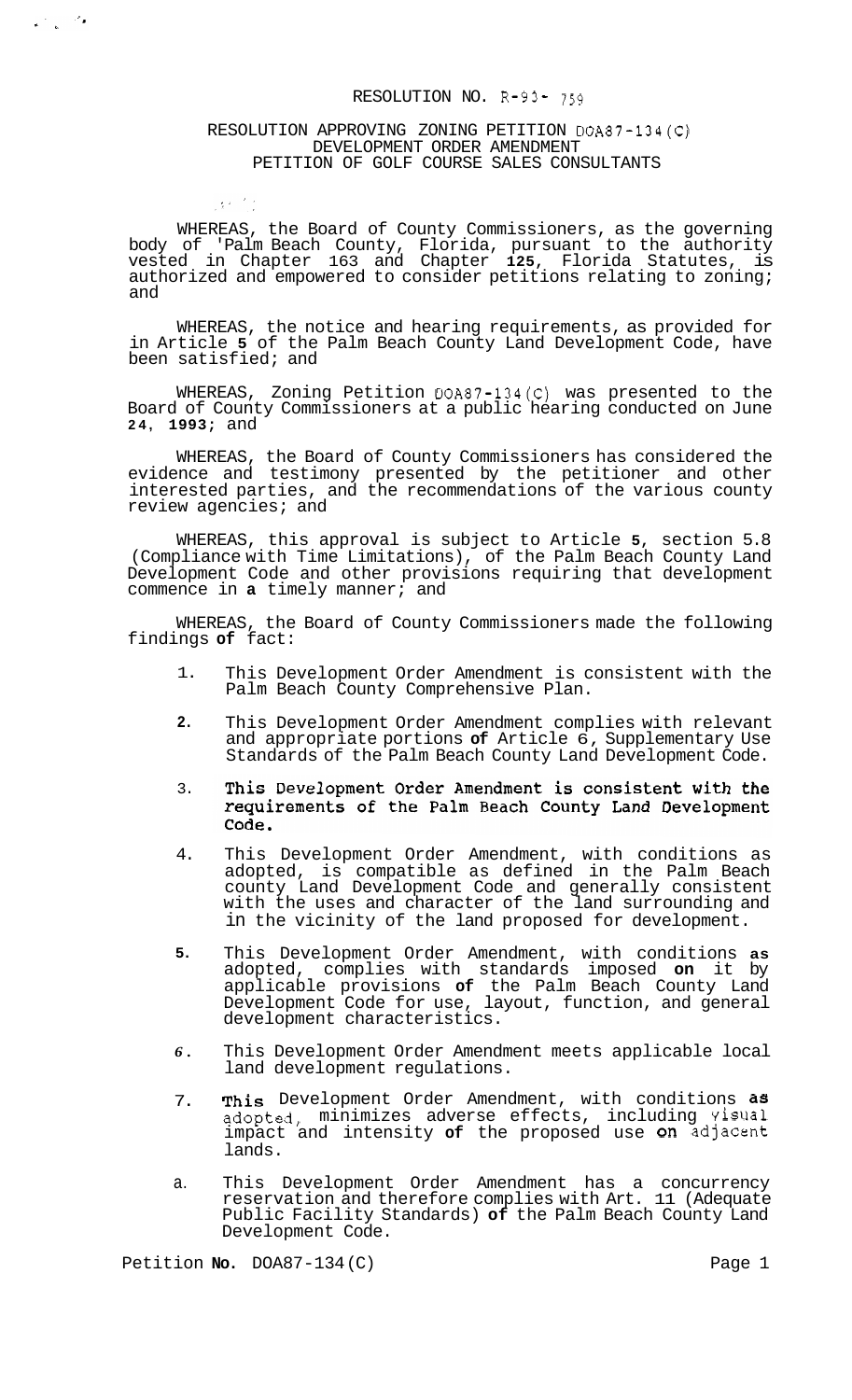RESOLUTION NO. R-93- 759

RESOLUTION APPROVING ZONING PETITION DOA87-134(C)
DEVELOPMENT ORDER AMENDMENT
PETITION OF GOLF COURSE SALES CONSULTANTS

WHEREAS, the Board of County Commissioners, as the governing body of 'Palm Beach County, Florida, pursuant to the authority vested in Chapter 163 and Chapter 125, Florida Statutes, is authorized and empowered to consider petitions relating to zoning; and

WHEREAS, the notice and hearing requirements, as provided for in Article 5 of the Palm Beach County Land Development Code, have been satisfied; and

WHEREAS, Zoning Petition DOA87-134(C) was presented to the Board of County Commissioners at a public hearing conducted on June 24, 1993; and

WHEREAS, the Board of County Commissioners has considered the evidence and testimony presented by the petitioner and other interested parties, and the recommendations of the various county review agencies; and

WHEREAS, this approval is subject to Article 5, section 5.8 (Compliance with Time Limitations), of the Palm Beach County Land Development Code and other provisions requiring that development commence in a timely manner; and

WHEREAS, the Board of County Commissioners made the following findings of fact:

1. This Development Order Amendment is consistent with the Palm Beach County Comprehensive Plan.

2. This Development Order Amendment complies with relevant and appropriate portions of Article 6, Supplementary Use Standards of the Palm Beach County Land Development Code.

3. This Development Order Amendment is consistent with the requirements of the Palm Beach County Land Development Code.

4. This Development Order Amendment, with conditions as adopted, is compatible as defined in the Palm Beach county Land Development Code and generally consistent with the uses and character of the land surrounding and in the vicinity of the land proposed for development.

5. This Development Order Amendment, with conditions as adopted, complies with standards imposed on it by applicable provisions of the Palm Beach County Land Development Code for use, layout, function, and general development characteristics.

6. This Development Order Amendment meets applicable local land development regulations.

7. This Development Order Amendment, with conditions as adopted, minimizes adverse effects, including visual impact and intensity of the proposed use on adjacent lands.

8. This Development Order Amendment has a concurrency reservation and therefore complies with Art. 11 (Adequate Public Facility Standards) of the Palm Beach County Land Development Code.

Petition No. DOA87-134(C)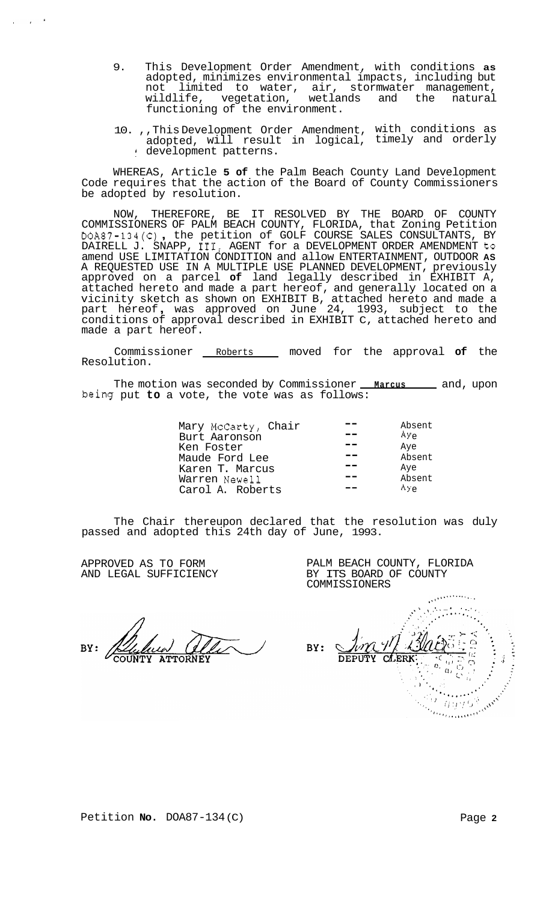9. This Development Order Amendment, with conditions **as** adopted, minimizes environmental impacts, including but not limited to water, air, stormwater management, wildlife, vegetation, wetlands and the natural functioning of the environment.

10. This Development Order Amendment, with conditions as adopted, will result in logical, timely and orderly development patterns.

WHEREAS, Article **5 of** the Palm Beach County Land Development Code requires that the action of the Board of County Commissioners be adopted by resolution.

NOW, THEREFORE, BE IT RESOLVED BY THE BOARD OF COUNTY COMMISSIONERS OF PALM BEACH COUNTY, FLORIDA, that Zoning Petition DOA87-134(C), the petition of GOLF COURSE SALES CONSULTANTS, BY DAIRELL J. SNAPP, III, AGENT for a DEVELOPMENT ORDER AMENDMENT to amend USE LIMITATION CONDITION and allow ENTERTAINMENT, OUTDOOR **AS** A REQUESTED USE IN A MULTIPLE USE PLANNED DEVELOPMENT, previously approved on a parcel **of** land legally described in EXHIBIT A, attached hereto and made a part hereof, and generally located on a vicinity sketch as shown on EXHIBIT B, attached hereto and made a part hereof, was approved on June 24, 1993, subject to the conditions of approval described in EXHIBIT C, attached hereto and made a part hereof.

Commissioner Roberts moved for the approval **of** the Resolution.

The motion was seconded by Commissioner **Marcus** and, upon being put **to** a vote, the vote was as follows:

| | | |
|---|---|---|
| Mary McCarty, Chair | -- | Absent |
| Burt Aaronson | -- | Aye |
| Ken Foster | -- | Aye |
| Maude Ford Lee | -- | Absent |
| Karen T. Marcus | -- | Aye |
| Warren Newell | -- | Absent |
| Carol A. Roberts | -- | Aye |

The Chair thereupon declared that the resolution was duly passed and adopted this 24th day of June, 1993.

APPROVED AS TO FORM
AND LEGAL SUFFICIENCY

BY: COUNTY ATTORNEY

PALM BEACH COUNTY, FLORIDA
BY ITS BOARD OF COUNTY
COMMISSIONERS

BY: DEPUTY CLERK

Petition **No.** DOA87-134(C)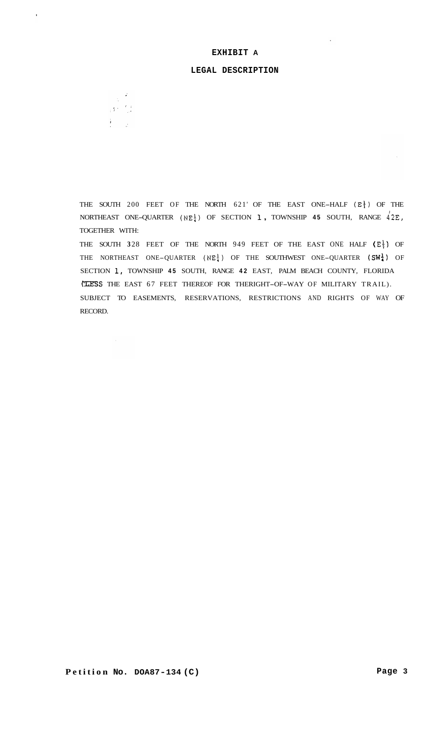# EXHIBIT A

## LEGAL DESCRIPTION

THE SOUTH 200 FEET OF THE NORTH 621' OF THE EAST ONE-HALF ($E\frac{1}{2}$) OF THE NORTHEAST ONE-QUARTER ($NE\frac{1}{4}$) OF SECTION 1, TOWNSHIP 45 SOUTH, RANGE 42E, TOGETHER WITH:

THE SOUTH 328 FEET OF THE NORTH 949 FEET OF THE EAST ONE HALF ($E\frac{1}{2}$) OF THE NORTHEAST ONE-QUARTER ($NE\frac{1}{4}$) OF THE SOUTHWEST ONE-QUARTER ($SW\frac{1}{4}$) OF SECTION 1, TOWNSHIP 45 SOUTH, RANGE 42 EAST, PALM BEACH COUNTY, FLORIDA (LESS THE EAST 67 FEET THEREOF FOR THERIGHT-OF-WAY OF MILITARY TRAIL). SUBJECT TO EASEMENTS, RESERVATIONS, RESTRICTIONS AND RIGHTS OF WAY OF RECORD.

**Petition No. DOA87-134 (C)**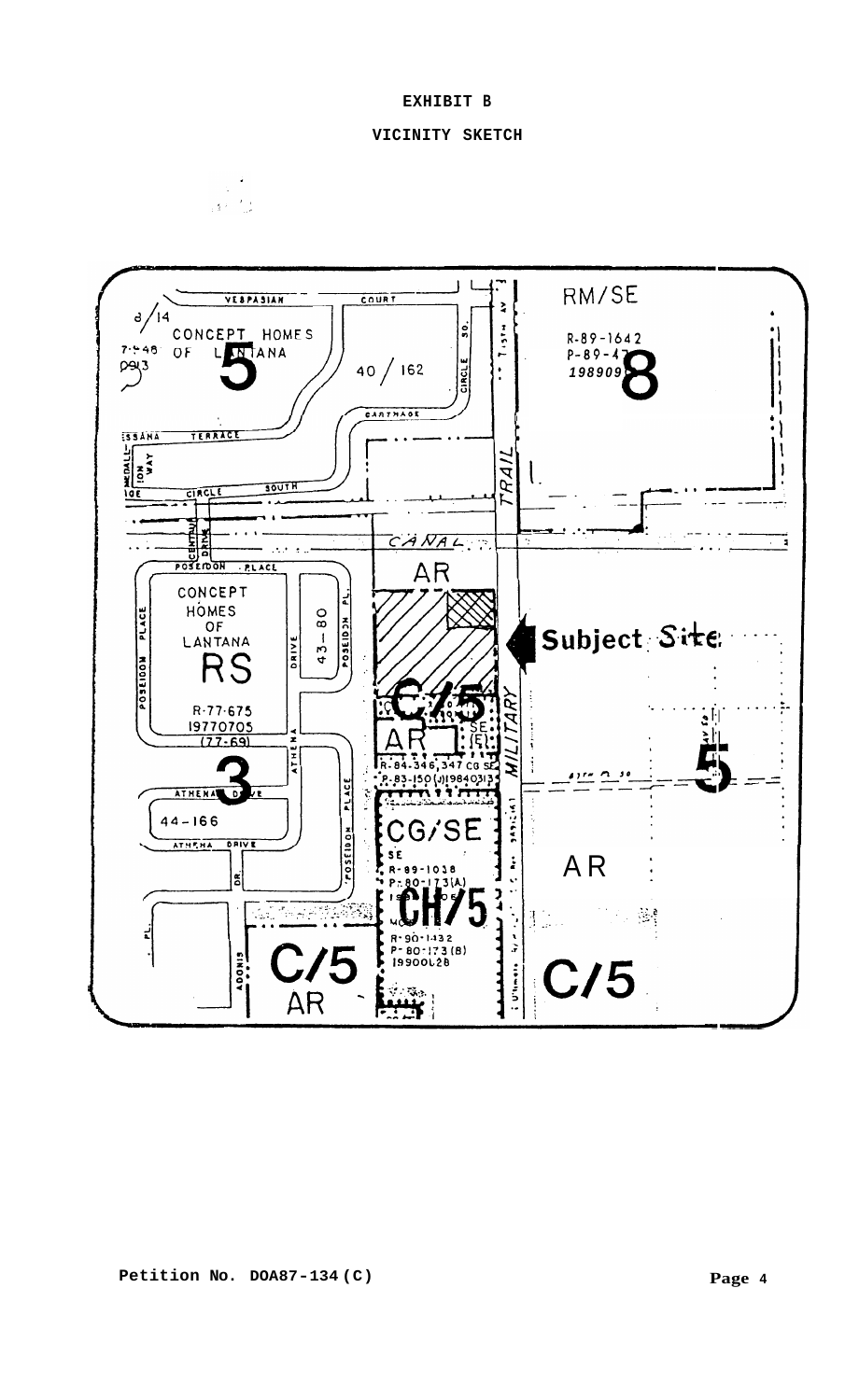**EXHIBIT B**

**VICINITY SKETCH**

RM/SE

R-89-1642

P-89-47

1989098

CONCEPT HOMES OF LANTANA

40 / 162

AR

Subject Site

CONCEPT HOMES OF LANTANA

RS

R-77-675

19770705

(77-69)

43-80

44-166

C/5

R-84-346,347 CG SE

P-83-150(J)19840313

CG/SE

SE

R-89-1038

P-80-173(A)

CH/5

R-90-1432

P-80-173(B)

19900l28

AR

C/5

AR

C/5

MILITARY TRAIL

CANAL

**Petition No. DOA87-134(C)**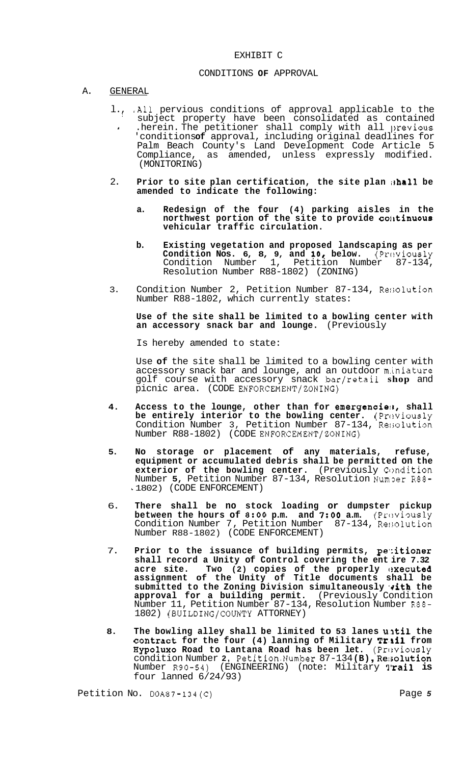# EXHIBIT C

## CONDITIONS OF APPROVAL

A. GENERAL

1. All pervious conditions of approval applicable to the subject property have been consolidated as contained herein. The petitioner shall comply with all previous conditions of approval, including original deadlines for Palm Beach County's Land Development Code Article 5 Compliance, as amended, unless expressly modified. (MONITORING)

2. **Prior to site plan certification, the site plan shall be amended to indicate the following:**

   a. **Redesign of the four (4) parking aisles in the northwest portion of the site to provide continuous vehicular traffic circulation.**

   b. **Existing vegetation and proposed landscaping as per Condition Nos. 6, 8, 9, and 10, below.** (Previously Condition Number 1, Petition Number 87-134, Resolution Number R88-1802) (ZONING)

3. Condition Number 2, Petition Number 87-134, Resolution Number R88-1802, which currently states:

   **Use of the site shall be limited to a bowling center with an accessory snack bar and lounge.** (Previously

   Is hereby amended to state:

   Use of the site shall be limited to a bowling center with accessory snack bar and lounge, and an outdoor miniature golf course with accessory snack bar/retail shop and picnic area. (CODE ENFORCEMENT/ZONING)

4. **Access to the lounge, other than for emergencies, shall be entirely interior to the bowling center.** (Previously Condition Number 3, Petition Number 87-134, Resolution Number R88-1802) (CODE ENFORCEMENT/ZONING)

5. **No storage or placement of any materials, refuse, equipment or accumulated debris shall be permitted on the exterior of the bowling center.** (Previously Condition Number 5, Petition Number 87-134, Resolution Number R88-1802) (CODE ENFORCEMENT)

6. **There shall be no stock loading or dumpster pickup between the hours of 8:00 p.m. and 7:00 a.m.** (Previously Condition Number 7, Petition Number 87-134, Resolution Number R88-1802) (CODE ENFORCEMENT)

7. **Prior to the issuance of building permits, petitioner shall record a Unity of Control covering the entire 7.32 acre site. Two (2) copies of the properly executed assignment of the Unity of Title documents shall be submitted to the Zoning Division simultaneously with the approval for a building permit.** (Previously Condition Number 11, Petition Number 87-134, Resolution Number R88-1802) (BUILDING/COUNTY ATTORNEY)

8. **The bowling alley shall be limited to 53 lanes until the contract for the four (4) lanning of Military Trail from Hypoluxo Road to Lantana Road has been let.** (Previously condition Number 2, Petition Number 87-134**(B), Resolution** Number R90-54) (ENGINEERING) (note: Military **Trail is** four lanned 6/24/93)

Petition No. DOA87-134(C)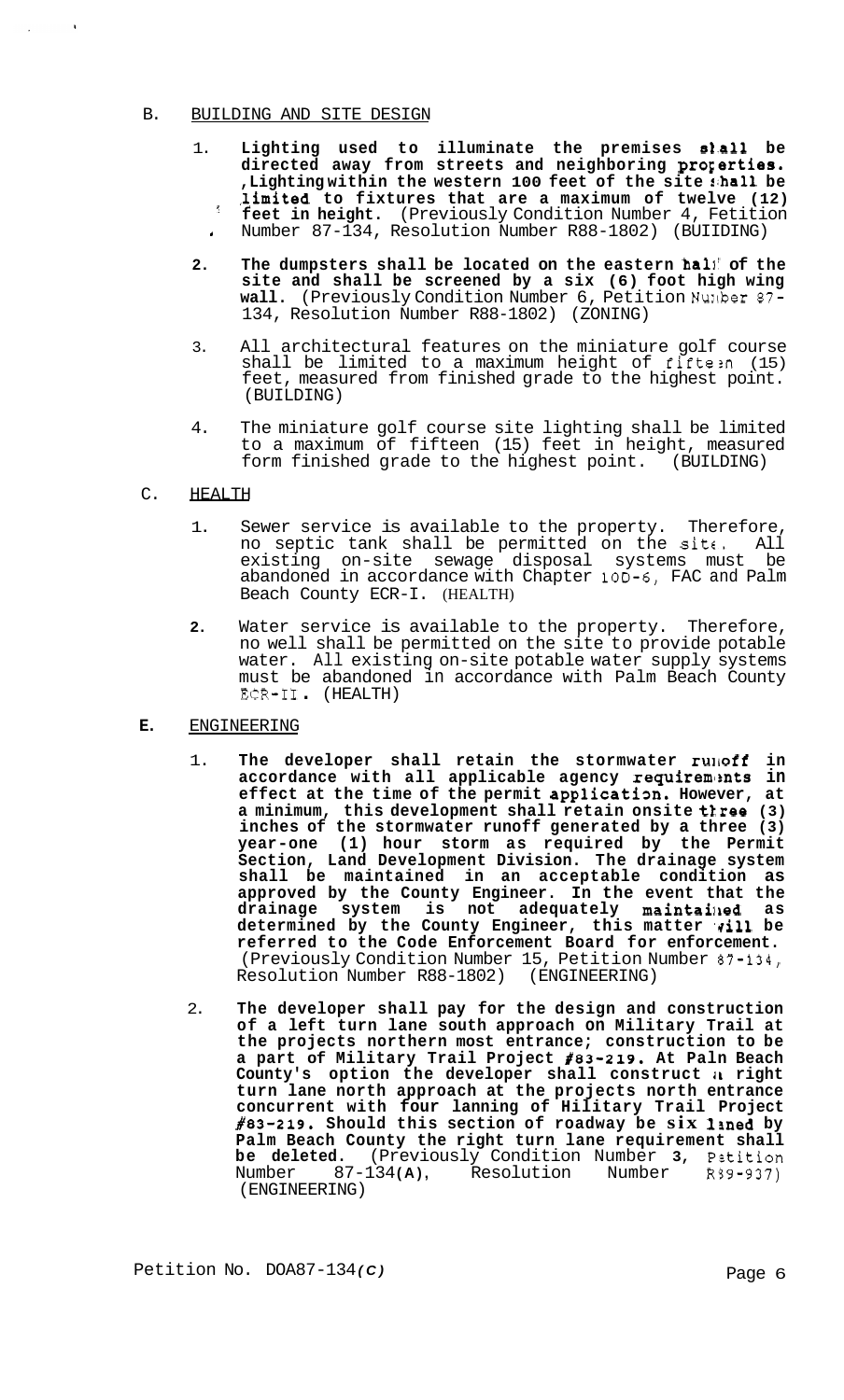## B. BUILDING AND SITE DESIGN

1. **Lighting used to illuminate the premises shall be directed away from streets and neighboring properties. Lighting within the western 100 feet of the site shall be limited to fixtures that are a maximum of twelve (12) feet in height.** (Previously Condition Number 4, Petition Number 87-134, Resolution Number R88-1802) (BUIIDING)

2. **The dumpsters shall be located on the eastern half of the site and shall be screened by a six (6) foot high wing wall.** (Previously Condition Number 6, Petition Number 87-134, Resolution Number R88-1802) (ZONING)

3. All architectural features on the miniature golf course shall be limited to a maximum height of fifteen (15) feet, measured from finished grade to the highest point. (BUILDING)

4. The miniature golf course site lighting shall be limited to a maximum of fifteen (15) feet in height, measured form finished grade to the highest point. (BUILDING)

## C. HEALTH

1. Sewer service is available to the property. Therefore, no septic tank shall be permitted on the site. All existing on-site sewage disposal systems must be abandoned in accordance with Chapter 10D-6, FAC and Palm Beach County ECR-I. (HEALTH)

2. Water service is available to the property. Therefore, no well shall be permitted on the site to provide potable water. All existing on-site potable water supply systems must be abandoned in accordance with Palm Beach County ECR-II. (HEALTH)

## E. ENGINEERING

1. **The developer shall retain the stormwater runoff in accordance with all applicable agency requirements in effect at the time of the permit application. However, at a minimum, this development shall retain onsite three (3) inches of the stormwater runoff generated by a three (3) year-one (1) hour storm as required by the Permit Section, Land Development Division. The drainage system shall be maintained in an acceptable condition as approved by the County Engineer. In the event that the drainage system is not adequately maintained as determined by the County Engineer, this matter will be referred to the Code Enforcement Board for enforcement.** (Previously Condition Number 15, Petition Number 87-134, Resolution Number R88-1802) (ENGINEERING)

2. **The developer shall pay for the design and construction of a left turn lane south approach on Military Trail at the projects northern most entrance; construction to be a part of Military Trail Project #83-219. At Paln Beach County's option the developer shall construct a right turn lane north approach at the projects north entrance concurrent with four lanning of Military Trail Project #83-219. Should this section of roadway be six laned by Palm Beach County the right turn lane requirement shall be deleted.** (Previously Condition Number 3, Petition Number 87-134(A), Resolution Number R89-937) (ENGINEERING)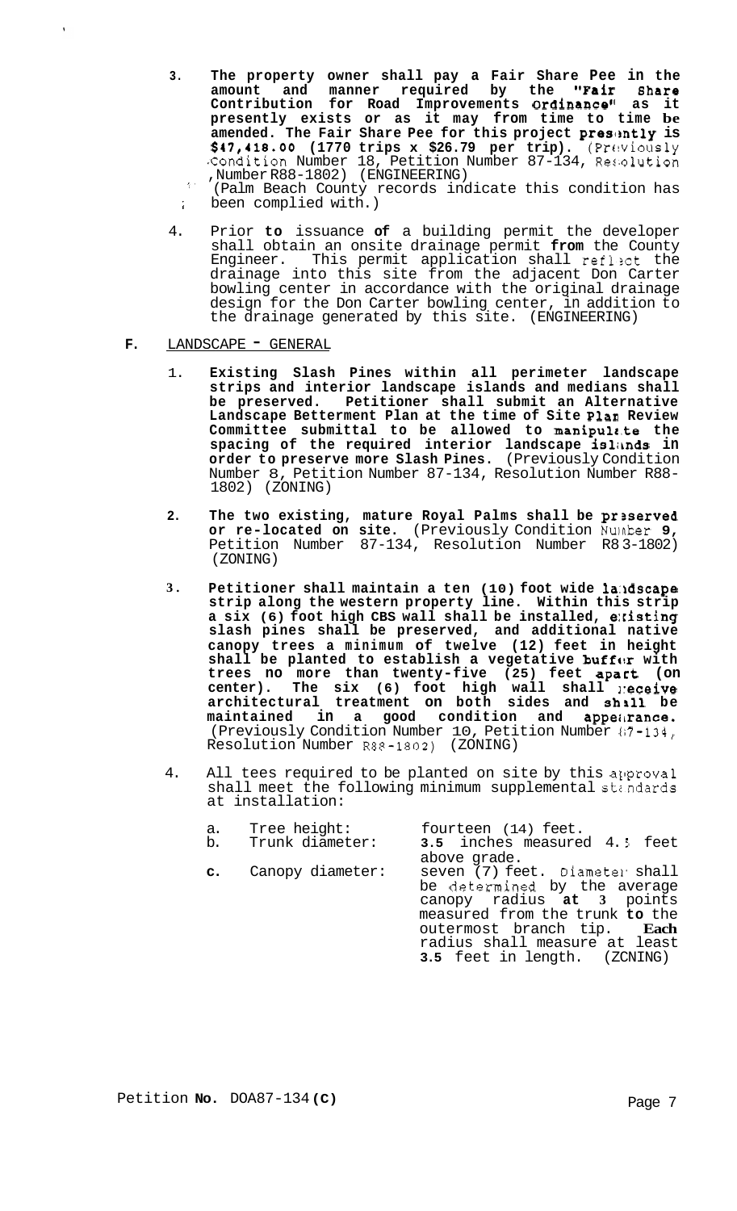3. **The property owner shall pay a Fair Share Pee in the amount and manner required by the "Fair Share Contribution for Road Improvements Ordinance" as it presently exists or as it may from time to time be amended. The Fair Share Pee for this project presently is $47,418.00 (1770 trips x $26.79 per trip).** (Previously Condition Number 18, Petition Number 87-134, Resolution Number R88-1802) (ENGINEERING)
   (Palm Beach County records indicate this condition has been complied with.)

4. Prior **to** issuance **of** a building permit the developer shall obtain an onsite drainage permit **from** the County Engineer. This permit application shall reflect the drainage into this site from the adjacent Don Carter bowling center in accordance with the original drainage design for the Don Carter bowling center, in addition to the drainage generated by this site. (ENGINEERING)

**F.** LANDSCAPE - GENERAL

1. **Existing Slash Pines within all perimeter landscape strips and interior landscape islands and medians shall be preserved. Petitioner shall submit an Alternative Landscape Betterment Plan at the time of Site Plan Review Committee submittal to be allowed to manipulate the spacing of the required interior landscape islands in order to preserve more Slash Pines.** (Previously Condition Number 8, Petition Number 87-134, Resolution Number R88-1802) (ZONING)

2. **The two existing, mature Royal Palms shall be preserved or re-located on site.** (Previously Condition Number **9**, Petition Number 87-134, Resolution Number R88-1802) (ZONING)

3. **Petitioner shall maintain a ten (10) foot wide landscape strip along the western property line. Within this strip a six (6) foot high CBS wall shall be installed, existing slash pines shall be preserved, and additional native canopy trees a minimum of twelve (12) feet in height shall be planted to establish a vegetative buffer with trees no more than twenty-five (25) feet apart (on center). The six (6) foot high wall shall receive architectural treatment on both sides and shall be maintained in a good condition and appearance.** (Previously Condition Number 10, Petition Number 87-134, Resolution Number R88-1802) (ZONING)

4. All tees required to be planted on site by this approval shall meet the following minimum supplemental standards at installation:

   a. Tree height: fourteen (14) feet.
   b. Trunk diameter: **3.5** inches measured 4.5 feet above grade.
   **c.** Canopy diameter: seven (7) feet. Diameter shall be determined by the average canopy radius **at 3** points measured from the trunk **to** the outermost branch tip. **Each** radius shall measure at least **3.5** feet in length. (ZONING)

Petition **No.** DOA87-134 **(C)**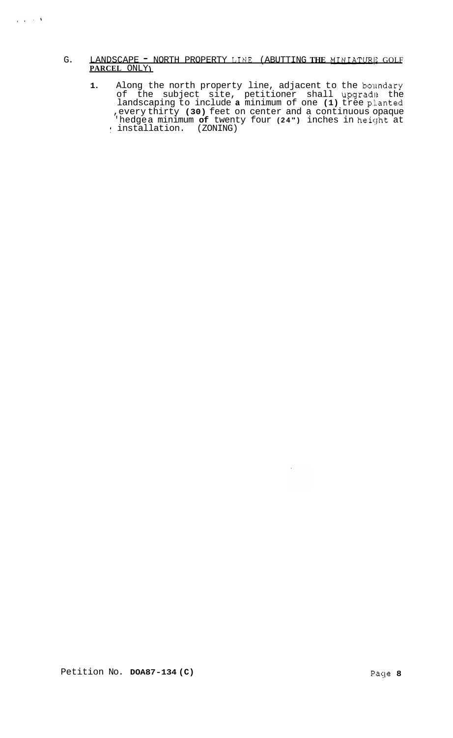G. LANDSCAPE - NORTH PROPERTY LINE (ABUTTING THE MINIATURE GOLF PARCEL ONLY)

1. Along the north property line, adjacent to the boundary of the subject site, petitioner shall upgrade the landscaping to include a minimum of one (1) tree planted every thirty (30) feet on center and a continuous opaque hedge a minimum of twenty four (24") inches in height at installation. (ZONING)

Petition No. DOA87-134 (C)